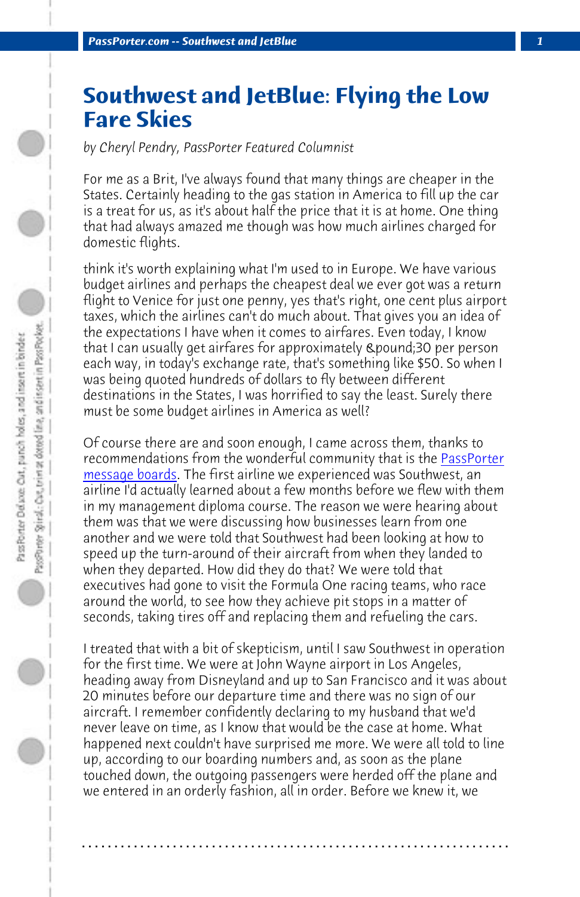# Southwest and JetBlue: Flying the Low Fare Skies

*by Cheryl Pendry, PassPorter Featured Columnist*

For me as a Brit, I've always found that many things are cheaper in the States. Certainly heading to the gas station in America to fill up the car is a treat for us, as it's about half the price that it is at home. One thing that had always amazed me though was how much airlines charged for domestic flights.

think it's worth explaining what I'm used to in Europe. We have various budget airlines and perhaps the cheapest deal we ever got was a return flight to Venice for just one penny, yes that's right, one cent plus airport taxes, which the airlines can't do much about. That gives you an idea of the expectations I have when it comes to airfares. Even today, I know that I can usually get airfares for approximately &pound;30 per person each way, in today's exchange rate, that's something like $50. So when I was being quoted hundreds of dollars to fly between different destinations in the States, I was horrified to say the least. Surely there must be some budget airlines in America as well?

Of course there are and soon enough, I came across them, thanks to recommendations from the wonderful community that is the PassPorter message boards. The first airline we experienced was Southwest, an airline I'd actually learned about a few months before we flew with them in my management diploma course. The reason we were hearing about them was that we were discussing how businesses learn from one another and we were told that Southwest had been looking at how to speed up the turn-around of their aircraft from when they landed to when they departed. How did they do that? We were told that executives had gone to visit the Formula One racing teams, who race around the world, to see how they achieve pit stops in a matter of seconds, taking tires off and replacing them and refueling the cars.

I treated that with a bit of skepticism, until I saw Southwest in operation for the first time. We were at John Wayne airport in Los Angeles, heading away from Disneyland and up to San Francisco and it was about 20 minutes before our departure time and there was no sign of our aircraft. I remember confidently declaring to my husband that we'd never leave on time, as I know that would be the case at home. What happened next couldn't have surprised me more. We were all told to line up, according to our boarding numbers and, as soon as the plane touched down, the outgoing passengers were herded off the plane and we entered in an orderly fashion, all in order. Before we knew it, we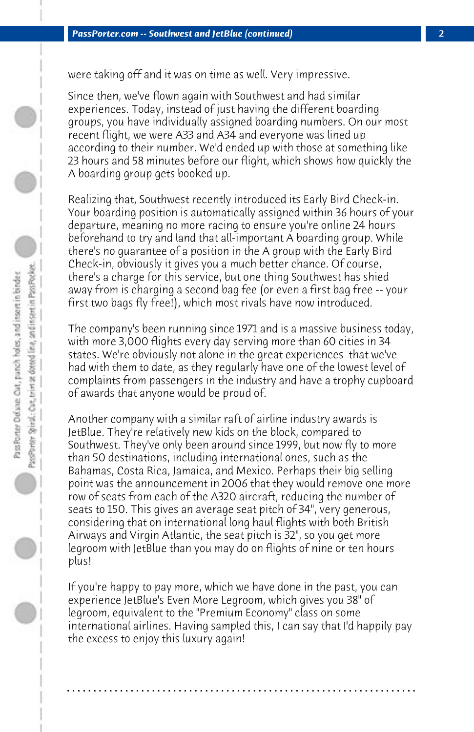were taking off and it was on time as well. Very impressive.

Since then, we've flown again with Southwest and had similar experiences. Today, instead of just having the different boarding groups, you have individually assigned boarding numbers. On our most recent flight, we were A33 and A34 and everyone was lined up according to their number. We'd ended up with those at something like 23 hours and 58 minutes before our flight, which shows how quickly the A boarding group gets booked up.

Realizing that, Southwest recently introduced its Early Bird Check-in. Your boarding position is automatically assigned within 36 hours of your departure, meaning no more racing to ensure you're online 24 hours beforehand to try and land that all-important A boarding group. While there's no guarantee of a position in the A group with the Early Bird Check-in, obviously it gives you a much better chance. Of course, there's a charge for this service, but one thing Southwest has shied away from is charging a second bag fee (or even a first bag free -- your first two bags fly free!), which most rivals have now introduced.

The company's been running since 1971 and is a massive business today, with more 3,000 flights every day serving more than 60 cities in 34 states. We're obviously not alone in the great experiences that we've had with them to date, as they regularly have one of the lowest level of complaints from passengers in the industry and have a trophy cupboard of awards that anyone would be proud of.

Another company with a similar raft of airline industry awards is JetBlue. They're relatively new kids on the block, compared to Southwest. They've only been around since 1999, but now fly to more than 50 destinations, including international ones, such as the Bahamas, Costa Rica, Jamaica, and Mexico. Perhaps their big selling point was the announcement in 2006 that they would remove one more row of seats from each of the A320 aircraft, reducing the number of seats to 150. This gives an average seat pitch of 34", very generous, considering that on international long haul flights with both British Airways and Virgin Atlantic, the seat pitch is 32", so you get more legroom with JetBlue than you may do on flights of nine or ten hours plus!

If you're happy to pay more, which we have done in the past, you can experience JetBlue's Even More Legroom, which gives you 38" of legroom, equivalent to the "Premium Economy" class on some international airlines. Having sampled this, I can say that I'd happily pay the excess to enjoy this luxury again!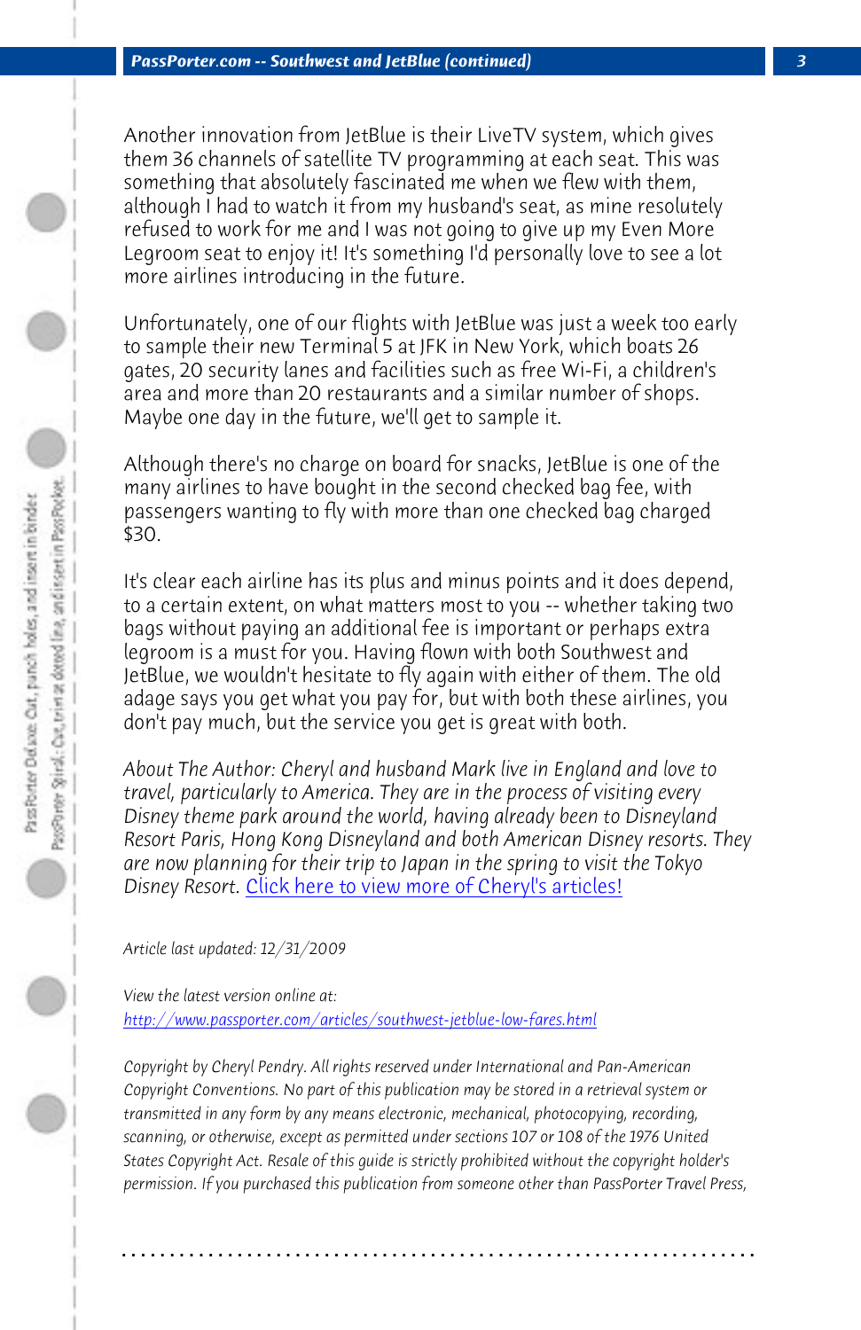Another innovation from JetBlue is their LiveTV system, which gives them 36 channels of satellite TV programming at each seat. This was something that absolutely fascinated me when we flew with them, although I had to watch it from my husband's seat, as mine resolutely refused to work for me and I was not going to give up my Even More Legroom seat to enjoy it! It's something I'd personally love to see a lot more airlines introducing in the future.

Unfortunately, one of our flights with JetBlue was just a week too early to sample their new Terminal 5 at JFK in New York, which boats 26 gates, 20 security lanes and facilities such as free Wi-Fi, a children's area and more than 20 restaurants and a similar number of shops. Maybe one day in the future, we'll get to sample it.

Although there's no charge on board for snacks, JetBlue is one of the many airlines to have bought in the second checked bag fee, with passengers wanting to fly with more than one checked bag charged $30.

It's clear each airline has its plus and minus points and it does depend, to a certain extent, on what matters most to you -- whether taking two bags without paying an additional fee is important or perhaps extra legroom is a must for you. Having flown with both Southwest and JetBlue, we wouldn't hesitate to fly again with either of them. The old adage says you get what you pay for, but with both these airlines, you don't pay much, but the service you get is great with both.

*About The Author: Cheryl and husband Mark live in England and love to travel, particularly to America. They are in the process of visiting every Disney theme park around the world, having already been to Disneyland Resort Paris, Hong Kong Disneyland and both American Disney resorts. They are now planning for their trip to Japan in the spring to visit the Tokyo Disney Resort.* Click here to view more of Cheryl's articles!

*Article last updated: 12/31/2009*

*View the latest version online at:*
http://www.passporter.com/articles/southwest-jetblue-low-fares.html

*Copyright by Cheryl Pendry. All rights reserved under International and Pan-American Copyright Conventions. No part of this publication may be stored in a retrieval system or transmitted in any form by any means electronic, mechanical, photocopying, recording, scanning, or otherwise, except as permitted under sections 107 or 108 of the 1976 United States Copyright Act. Resale of this guide is strictly prohibited without the copyright holder's permission. If you purchased this publication from someone other than PassPorter Travel Press,*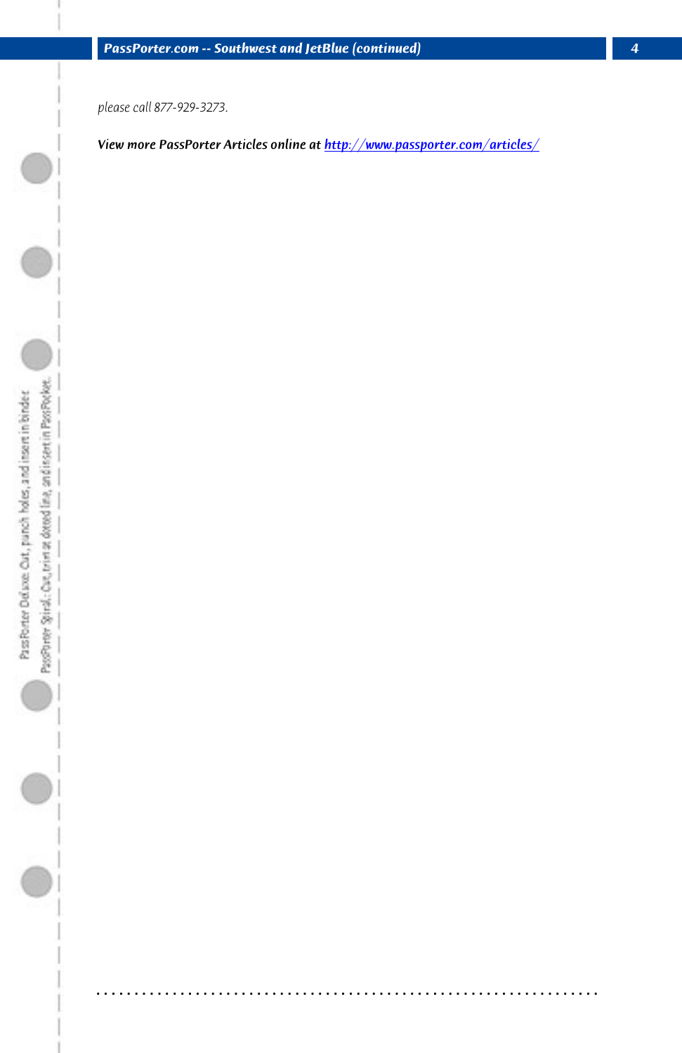*please call 877-929-3273.*

***View more PassPorter Articles online at [http://www.passporter.com/articles/](http://www.passporter.com/articles/)***